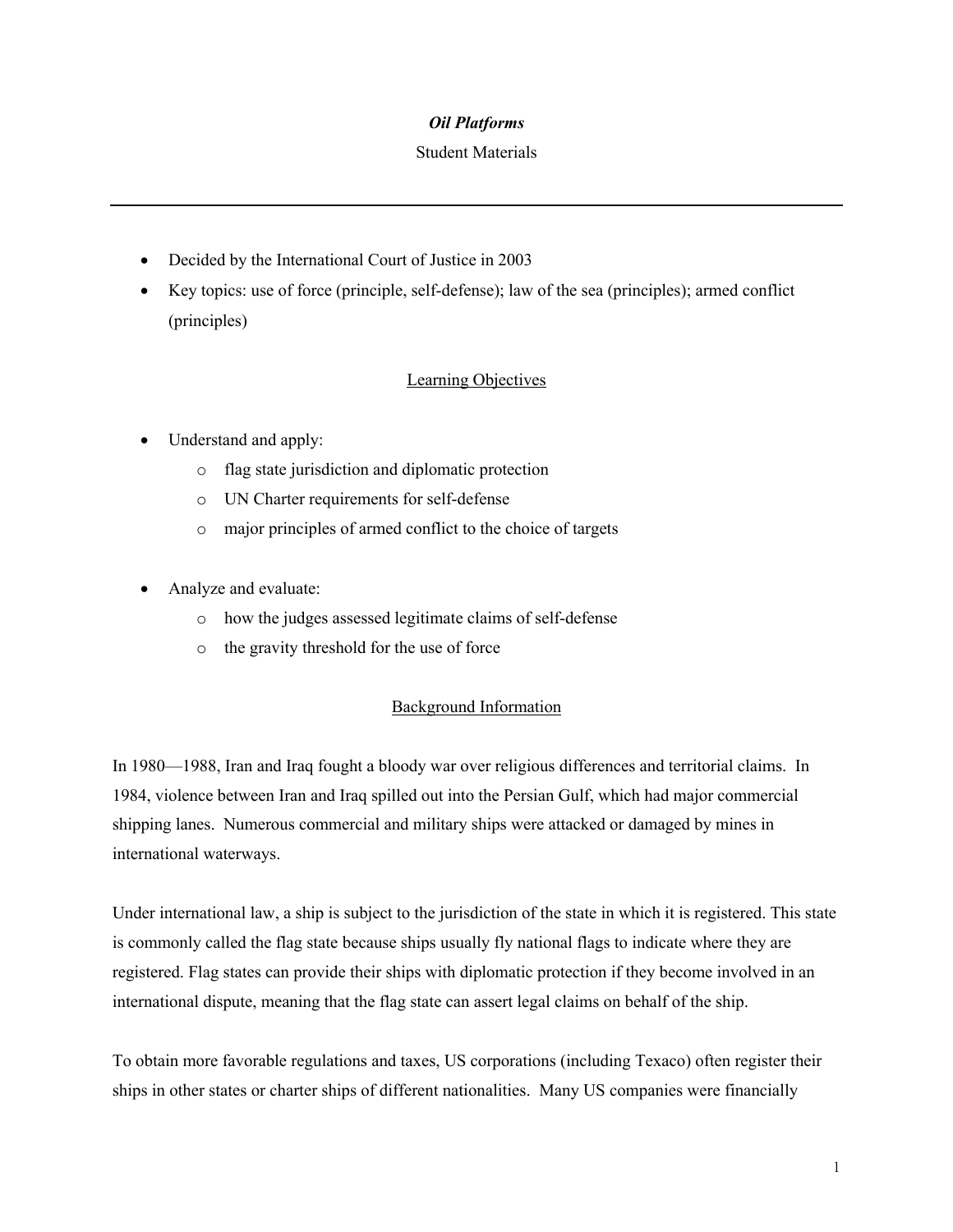# *Oil Platforms*

Student Materials

---

- Decided by the International Court of Justice in 2003
- Key topics: use of force (principle, self-defense); law of the sea (principles); armed conflict (principles)

## Learning Objectives

- Understand and apply:
    - flag state jurisdiction and diplomatic protection
    - UN Charter requirements for self-defense
    - major principles of armed conflict to the choice of targets

- Analyze and evaluate:
    - how the judges assessed legitimate claims of self-defense
    - the gravity threshold for the use of force

## Background Information

In 1980—1988, Iran and Iraq fought a bloody war over religious differences and territorial claims. In 1984, violence between Iran and Iraq spilled out into the Persian Gulf, which had major commercial shipping lanes. Numerous commercial and military ships were attacked or damaged by mines in international waterways.

Under international law, a ship is subject to the jurisdiction of the state in which it is registered. This state is commonly called the flag state because ships usually fly national flags to indicate where they are registered. Flag states can provide their ships with diplomatic protection if they become involved in an international dispute, meaning that the flag state can assert legal claims on behalf of the ship.

To obtain more favorable regulations and taxes, US corporations (including Texaco) often register their ships in other states or charter ships of different nationalities. Many US companies were financially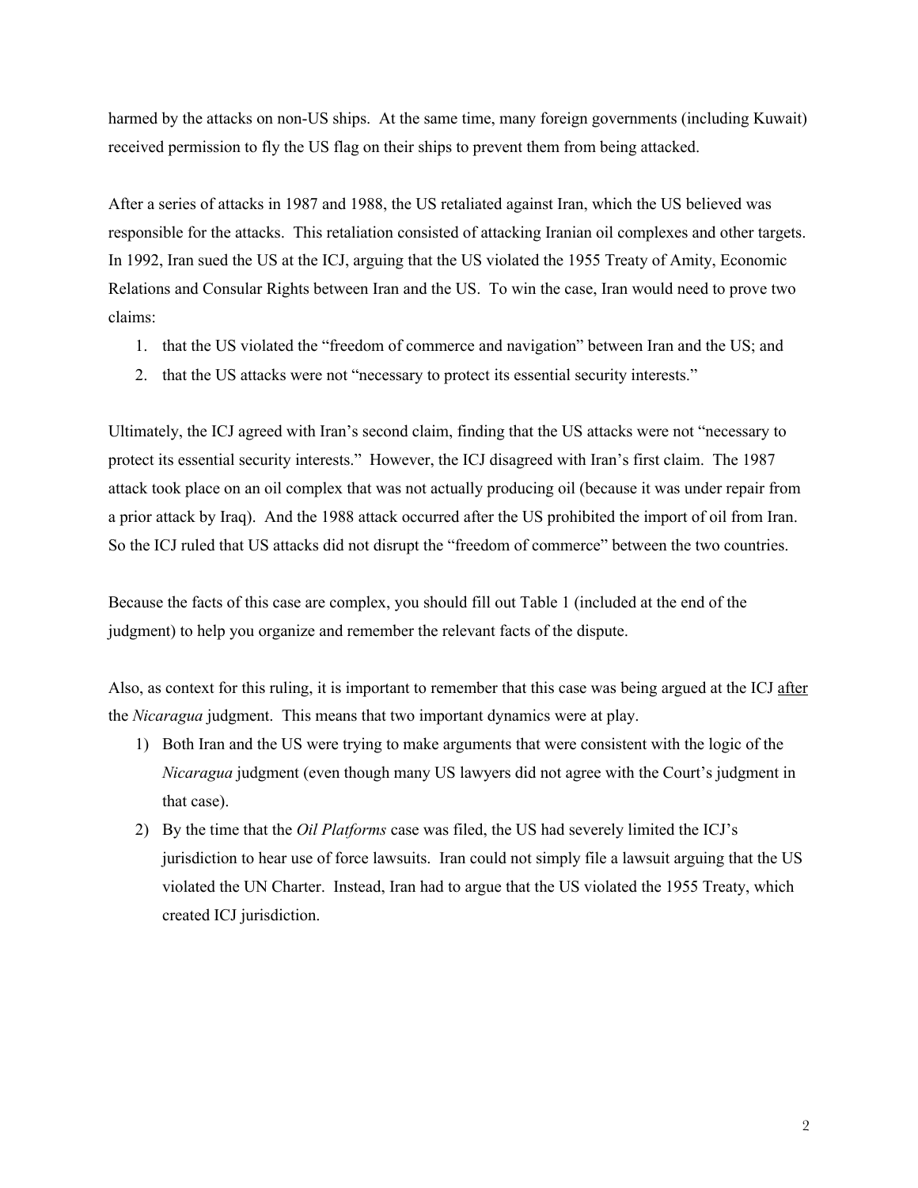harmed by the attacks on non-US ships. At the same time, many foreign governments (including Kuwait) received permission to fly the US flag on their ships to prevent them from being attacked.

After a series of attacks in 1987 and 1988, the US retaliated against Iran, which the US believed was responsible for the attacks. This retaliation consisted of attacking Iranian oil complexes and other targets. In 1992, Iran sued the US at the ICJ, arguing that the US violated the 1955 Treaty of Amity, Economic Relations and Consular Rights between Iran and the US. To win the case, Iran would need to prove two claims:

1. that the US violated the "freedom of commerce and navigation" between Iran and the US; and
2. that the US attacks were not "necessary to protect its essential security interests."

Ultimately, the ICJ agreed with Iran's second claim, finding that the US attacks were not "necessary to protect its essential security interests." However, the ICJ disagreed with Iran's first claim. The 1987 attack took place on an oil complex that was not actually producing oil (because it was under repair from a prior attack by Iraq). And the 1988 attack occurred after the US prohibited the import of oil from Iran. So the ICJ ruled that US attacks did not disrupt the "freedom of commerce" between the two countries.

Because the facts of this case are complex, you should fill out Table 1 (included at the end of the judgment) to help you organize and remember the relevant facts of the dispute.

Also, as context for this ruling, it is important to remember that this case was being argued at the ICJ <u>after</u> the *Nicaragua* judgment. This means that two important dynamics were at play.

1) Both Iran and the US were trying to make arguments that were consistent with the logic of the *Nicaragua* judgment (even though many US lawyers did not agree with the Court's judgment in that case).
2) By the time that the *Oil Platforms* case was filed, the US had severely limited the ICJ's jurisdiction to hear use of force lawsuits. Iran could not simply file a lawsuit arguing that the US violated the UN Charter. Instead, Iran had to argue that the US violated the 1955 Treaty, which created ICJ jurisdiction.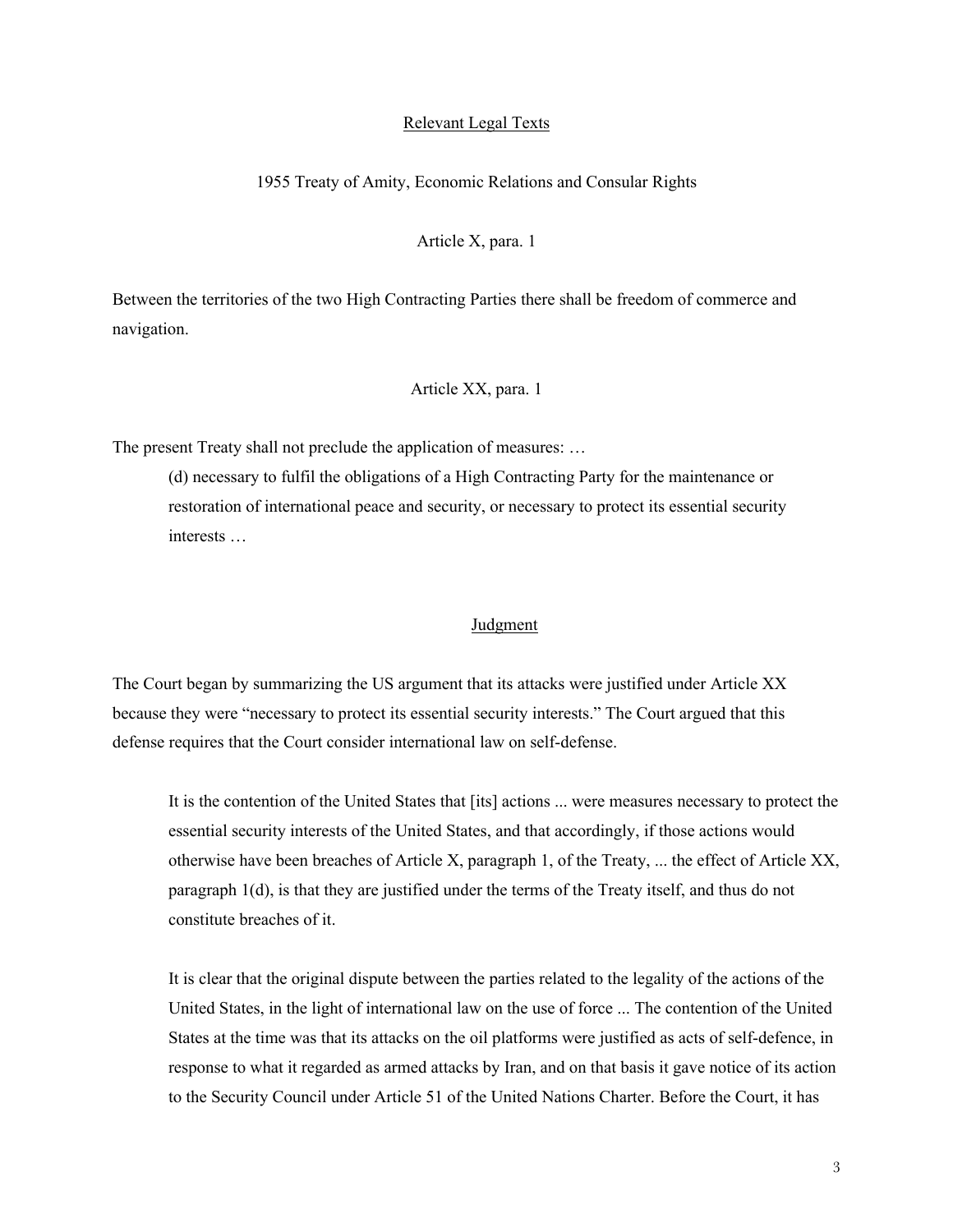## Relevant Legal Texts

1955 Treaty of Amity, Economic Relations and Consular Rights

Article X, para. 1

Between the territories of the two High Contracting Parties there shall be freedom of commerce and navigation.

Article XX, para. 1

The present Treaty shall not preclude the application of measures: …

> (d) necessary to fulfil the obligations of a High Contracting Party for the maintenance or restoration of international peace and security, or necessary to protect its essential security interests …

## Judgment

The Court began by summarizing the US argument that its attacks were justified under Article XX because they were "necessary to protect its essential security interests." The Court argued that this defense requires that the Court consider international law on self-defense.

> It is the contention of the United States that [its] actions ... were measures necessary to protect the essential security interests of the United States, and that accordingly, if those actions would otherwise have been breaches of Article X, paragraph 1, of the Treaty, ... the effect of Article XX, paragraph 1(d), is that they are justified under the terms of the Treaty itself, and thus do not constitute breaches of it.
>
> It is clear that the original dispute between the parties related to the legality of the actions of the United States, in the light of international law on the use of force ... The contention of the United States at the time was that its attacks on the oil platforms were justified as acts of self-defence, in response to what it regarded as armed attacks by Iran, and on that basis it gave notice of its action to the Security Council under Article 51 of the United Nations Charter. Before the Court, it has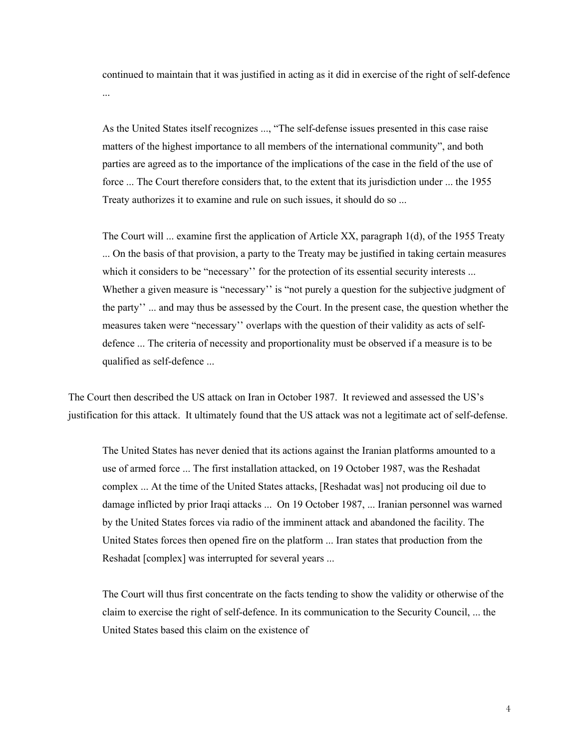> continued to maintain that it was justified in acting as it did in exercise of the right of self-defence ...
>
> As the United States itself recognizes ..., "The self-defense issues presented in this case raise matters of the highest importance to all members of the international community", and both parties are agreed as to the importance of the implications of the case in the field of the use of force ... The Court therefore considers that, to the extent that its jurisdiction under ... the 1955 Treaty authorizes it to examine and rule on such issues, it should do so ...
>
> The Court will ... examine first the application of Article XX, paragraph 1(d), of the 1955 Treaty ... On the basis of that provision, a party to the Treaty may be justified in taking certain measures which it considers to be "necessary'' for the protection of its essential security interests ... Whether a given measure is "necessary'' is "not purely a question for the subjective judgment of the party'' ... and may thus be assessed by the Court. In the present case, the question whether the measures taken were "necessary'' overlaps with the question of their validity as acts of self-defence ... The criteria of necessity and proportionality must be observed if a measure is to be qualified as self-defence ...

The Court then described the US attack on Iran in October 1987. It reviewed and assessed the US's justification for this attack. It ultimately found that the US attack was not a legitimate act of self-defense.

> The United States has never denied that its actions against the Iranian platforms amounted to a use of armed force ... The first installation attacked, on 19 October 1987, was the Reshadat complex ... At the time of the United States attacks, [Reshadat was] not producing oil due to damage inflicted by prior Iraqi attacks ... On 19 October 1987, ... Iranian personnel was warned by the United States forces via radio of the imminent attack and abandoned the facility. The United States forces then opened fire on the platform ... Iran states that production from the Reshadat [complex] was interrupted for several years ...
>
> The Court will thus first concentrate on the facts tending to show the validity or otherwise of the claim to exercise the right of self-defence. In its communication to the Security Council, ... the United States based this claim on the existence of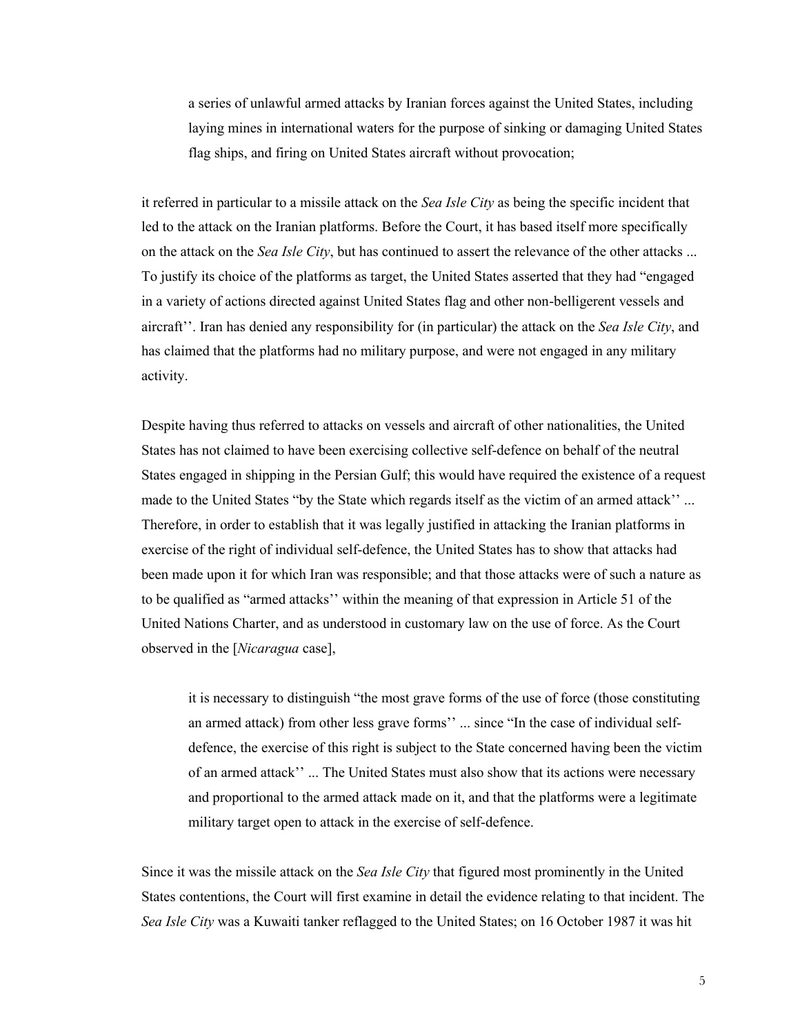> a series of unlawful armed attacks by Iranian forces against the United States, including laying mines in international waters for the purpose of sinking or damaging United States flag ships, and firing on United States aircraft without provocation;

it referred in particular to a missile attack on the *Sea Isle City* as being the specific incident that led to the attack on the Iranian platforms. Before the Court, it has based itself more specifically on the attack on the *Sea Isle City*, but has continued to assert the relevance of the other attacks ... To justify its choice of the platforms as target, the United States asserted that they had "engaged in a variety of actions directed against United States flag and other non-belligerent vessels and aircraft''. Iran has denied any responsibility for (in particular) the attack on the *Sea Isle City*, and has claimed that the platforms had no military purpose, and were not engaged in any military activity.

Despite having thus referred to attacks on vessels and aircraft of other nationalities, the United States has not claimed to have been exercising collective self-defence on behalf of the neutral States engaged in shipping in the Persian Gulf; this would have required the existence of a request made to the United States "by the State which regards itself as the victim of an armed attack'' ... Therefore, in order to establish that it was legally justified in attacking the Iranian platforms in exercise of the right of individual self-defence, the United States has to show that attacks had been made upon it for which Iran was responsible; and that those attacks were of such a nature as to be qualified as "armed attacks'' within the meaning of that expression in Article 51 of the United Nations Charter, and as understood in customary law on the use of force. As the Court observed in the [*Nicaragua* case],

> it is necessary to distinguish "the most grave forms of the use of force (those constituting an armed attack) from other less grave forms'' ... since "In the case of individual self-defence, the exercise of this right is subject to the State concerned having been the victim of an armed attack'' ... The United States must also show that its actions were necessary and proportional to the armed attack made on it, and that the platforms were a legitimate military target open to attack in the exercise of self-defence.

Since it was the missile attack on the *Sea Isle City* that figured most prominently in the United States contentions, the Court will first examine in detail the evidence relating to that incident. The *Sea Isle City* was a Kuwaiti tanker reflagged to the United States; on 16 October 1987 it was hit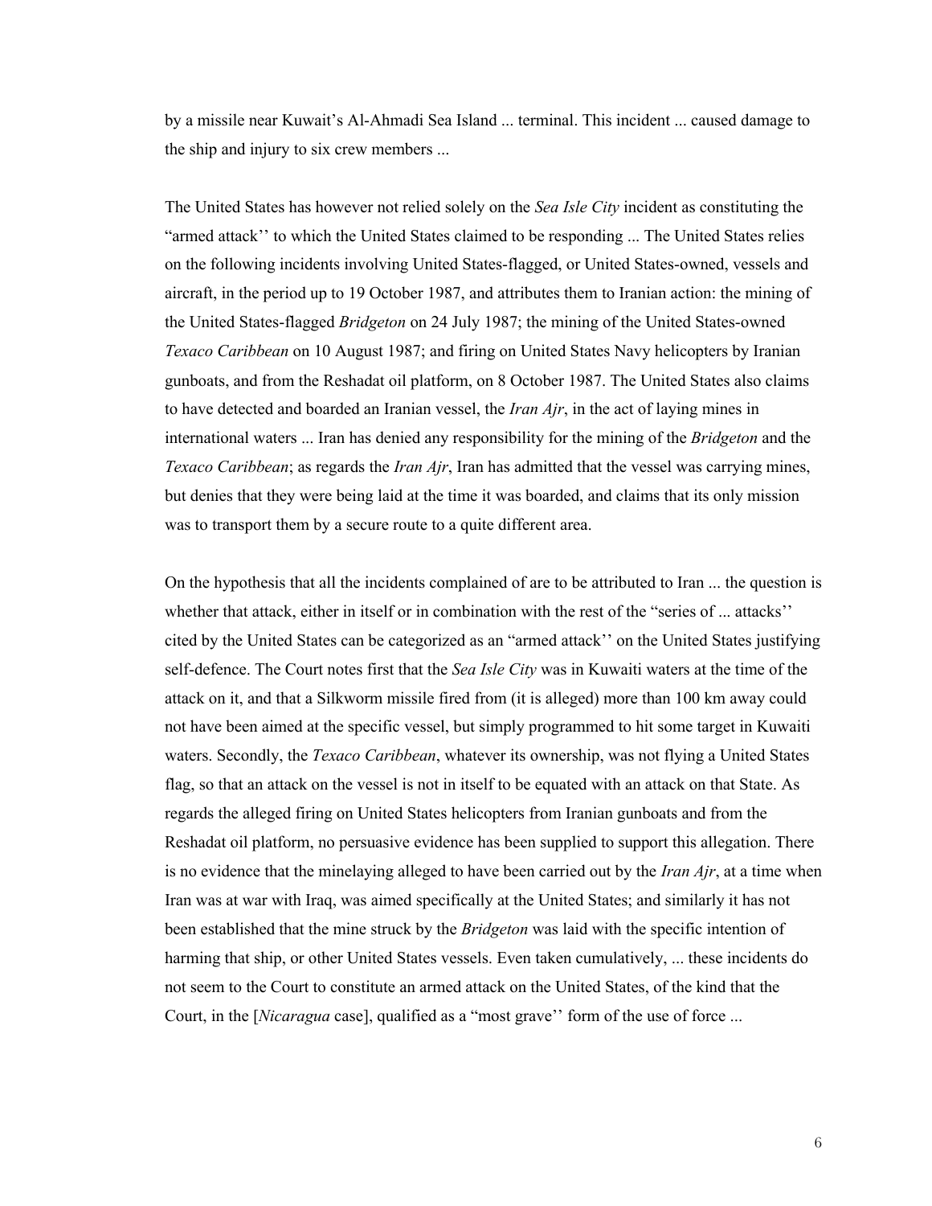by a missile near Kuwait's Al-Ahmadi Sea Island ... terminal. This incident ... caused damage to the ship and injury to six crew members ...

The United States has however not relied solely on the *Sea Isle City* incident as constituting the "armed attack'' to which the United States claimed to be responding ... The United States relies on the following incidents involving United States-flagged, or United States-owned, vessels and aircraft, in the period up to 19 October 1987, and attributes them to Iranian action: the mining of the United States-flagged *Bridgeton* on 24 July 1987; the mining of the United States-owned *Texaco Caribbean* on 10 August 1987; and firing on United States Navy helicopters by Iranian gunboats, and from the Reshadat oil platform, on 8 October 1987. The United States also claims to have detected and boarded an Iranian vessel, the *Iran Ajr*, in the act of laying mines in international waters ... Iran has denied any responsibility for the mining of the *Bridgeton* and the *Texaco Caribbean*; as regards the *Iran Ajr*, Iran has admitted that the vessel was carrying mines, but denies that they were being laid at the time it was boarded, and claims that its only mission was to transport them by a secure route to a quite different area.

On the hypothesis that all the incidents complained of are to be attributed to Iran ... the question is whether that attack, either in itself or in combination with the rest of the "series of ... attacks'' cited by the United States can be categorized as an "armed attack'' on the United States justifying self-defence. The Court notes first that the *Sea Isle City* was in Kuwaiti waters at the time of the attack on it, and that a Silkworm missile fired from (it is alleged) more than 100 km away could not have been aimed at the specific vessel, but simply programmed to hit some target in Kuwaiti waters. Secondly, the *Texaco Caribbean*, whatever its ownership, was not flying a United States flag, so that an attack on the vessel is not in itself to be equated with an attack on that State. As regards the alleged firing on United States helicopters from Iranian gunboats and from the Reshadat oil platform, no persuasive evidence has been supplied to support this allegation. There is no evidence that the minelaying alleged to have been carried out by the *Iran Ajr*, at a time when Iran was at war with Iraq, was aimed specifically at the United States; and similarly it has not been established that the mine struck by the *Bridgeton* was laid with the specific intention of harming that ship, or other United States vessels. Even taken cumulatively, ... these incidents do not seem to the Court to constitute an armed attack on the United States, of the kind that the Court, in the [*Nicaragua* case], qualified as a "most grave'' form of the use of force ...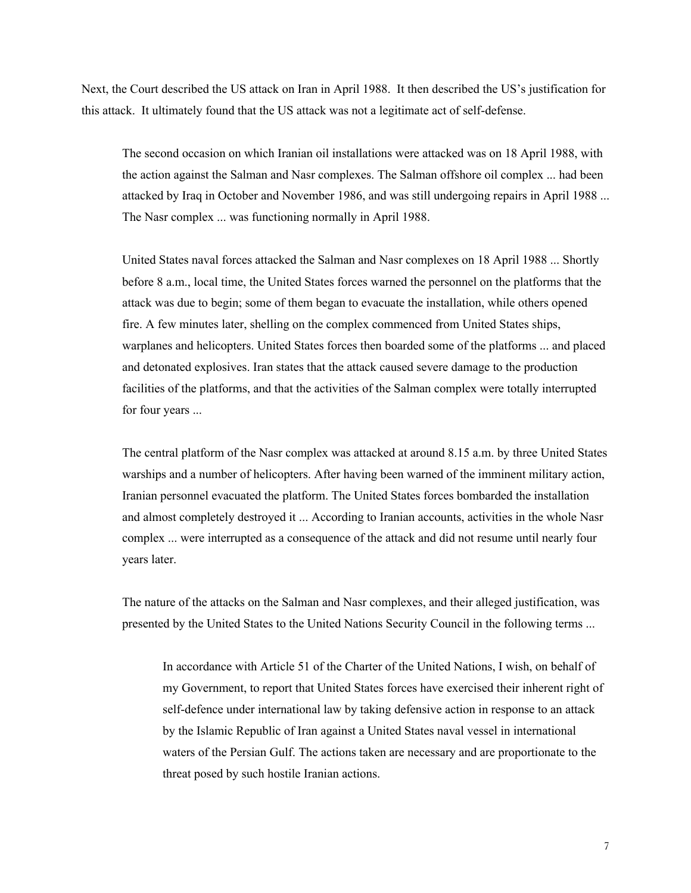Next, the Court described the US attack on Iran in April 1988. It then described the US's justification for this attack. It ultimately found that the US attack was not a legitimate act of self-defense.

> The second occasion on which Iranian oil installations were attacked was on 18 April 1988, with the action against the Salman and Nasr complexes. The Salman offshore oil complex ... had been attacked by Iraq in October and November 1986, and was still undergoing repairs in April 1988 ... The Nasr complex ... was functioning normally in April 1988.
>
> United States naval forces attacked the Salman and Nasr complexes on 18 April 1988 ... Shortly before 8 a.m., local time, the United States forces warned the personnel on the platforms that the attack was due to begin; some of them began to evacuate the installation, while others opened fire. A few minutes later, shelling on the complex commenced from United States ships, warplanes and helicopters. United States forces then boarded some of the platforms ... and placed and detonated explosives. Iran states that the attack caused severe damage to the production facilities of the platforms, and that the activities of the Salman complex were totally interrupted for four years ...
>
> The central platform of the Nasr complex was attacked at around 8.15 a.m. by three United States warships and a number of helicopters. After having been warned of the imminent military action, Iranian personnel evacuated the platform. The United States forces bombarded the installation and almost completely destroyed it ... According to Iranian accounts, activities in the whole Nasr complex ... were interrupted as a consequence of the attack and did not resume until nearly four years later.
>
> The nature of the attacks on the Salman and Nasr complexes, and their alleged justification, was presented by the United States to the United Nations Security Council in the following terms ...
>
> > In accordance with Article 51 of the Charter of the United Nations, I wish, on behalf of my Government, to report that United States forces have exercised their inherent right of self-defence under international law by taking defensive action in response to an attack by the Islamic Republic of Iran against a United States naval vessel in international waters of the Persian Gulf. The actions taken are necessary and are proportionate to the threat posed by such hostile Iranian actions.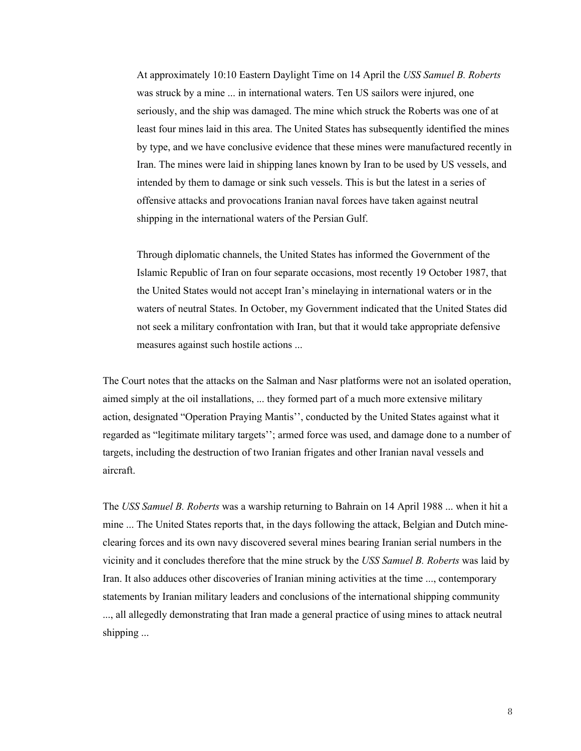> At approximately 10:10 Eastern Daylight Time on 14 April the *USS Samuel B. Roberts* was struck by a mine ... in international waters. Ten US sailors were injured, one seriously, and the ship was damaged. The mine which struck the Roberts was one of at least four mines laid in this area. The United States has subsequently identified the mines by type, and we have conclusive evidence that these mines were manufactured recently in Iran. The mines were laid in shipping lanes known by Iran to be used by US vessels, and intended by them to damage or sink such vessels. This is but the latest in a series of offensive attacks and provocations Iranian naval forces have taken against neutral shipping in the international waters of the Persian Gulf.
>
> Through diplomatic channels, the United States has informed the Government of the Islamic Republic of Iran on four separate occasions, most recently 19 October 1987, that the United States would not accept Iran's minelaying in international waters or in the waters of neutral States. In October, my Government indicated that the United States did not seek a military confrontation with Iran, but that it would take appropriate defensive measures against such hostile actions ...

The Court notes that the attacks on the Salman and Nasr platforms were not an isolated operation, aimed simply at the oil installations, ... they formed part of a much more extensive military action, designated "Operation Praying Mantis'', conducted by the United States against what it regarded as "legitimate military targets''; armed force was used, and damage done to a number of targets, including the destruction of two Iranian frigates and other Iranian naval vessels and aircraft.

The *USS Samuel B. Roberts* was a warship returning to Bahrain on 14 April 1988 ... when it hit a mine ... The United States reports that, in the days following the attack, Belgian and Dutch mine-clearing forces and its own navy discovered several mines bearing Iranian serial numbers in the vicinity and it concludes therefore that the mine struck by the *USS Samuel B. Roberts* was laid by Iran. It also adduces other discoveries of Iranian mining activities at the time ..., contemporary statements by Iranian military leaders and conclusions of the international shipping community ..., all allegedly demonstrating that Iran made a general practice of using mines to attack neutral shipping ...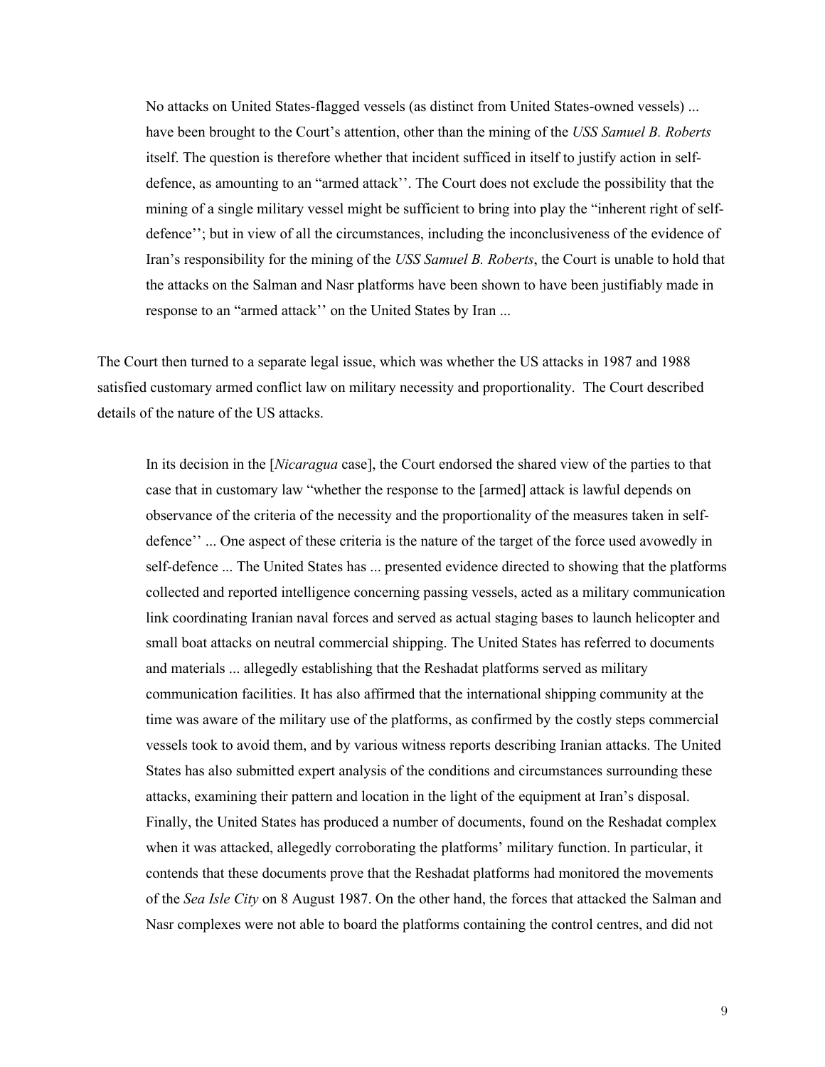> No attacks on United States-flagged vessels (as distinct from United States-owned vessels) ... have been brought to the Court's attention, other than the mining of the *USS Samuel B. Roberts* itself. The question is therefore whether that incident sufficed in itself to justify action in self-defence, as amounting to an "armed attack''. The Court does not exclude the possibility that the mining of a single military vessel might be sufficient to bring into play the "inherent right of self-defence''; but in view of all the circumstances, including the inconclusiveness of the evidence of Iran's responsibility for the mining of the *USS Samuel B. Roberts*, the Court is unable to hold that the attacks on the Salman and Nasr platforms have been shown to have been justifiably made in response to an "armed attack'' on the United States by Iran ...

The Court then turned to a separate legal issue, which was whether the US attacks in 1987 and 1988 satisfied customary armed conflict law on military necessity and proportionality. The Court described details of the nature of the US attacks.

> In its decision in the [*Nicaragua* case], the Court endorsed the shared view of the parties to that case that in customary law "whether the response to the [armed] attack is lawful depends on observance of the criteria of the necessity and the proportionality of the measures taken in self-defence'' ... One aspect of these criteria is the nature of the target of the force used avowedly in self-defence ... The United States has ... presented evidence directed to showing that the platforms collected and reported intelligence concerning passing vessels, acted as a military communication link coordinating Iranian naval forces and served as actual staging bases to launch helicopter and small boat attacks on neutral commercial shipping. The United States has referred to documents and materials ... allegedly establishing that the Reshadat platforms served as military communication facilities. It has also affirmed that the international shipping community at the time was aware of the military use of the platforms, as confirmed by the costly steps commercial vessels took to avoid them, and by various witness reports describing Iranian attacks. The United States has also submitted expert analysis of the conditions and circumstances surrounding these attacks, examining their pattern and location in the light of the equipment at Iran's disposal. Finally, the United States has produced a number of documents, found on the Reshadat complex when it was attacked, allegedly corroborating the platforms' military function. In particular, it contends that these documents prove that the Reshadat platforms had monitored the movements of the *Sea Isle City* on 8 August 1987. On the other hand, the forces that attacked the Salman and Nasr complexes were not able to board the platforms containing the control centres, and did not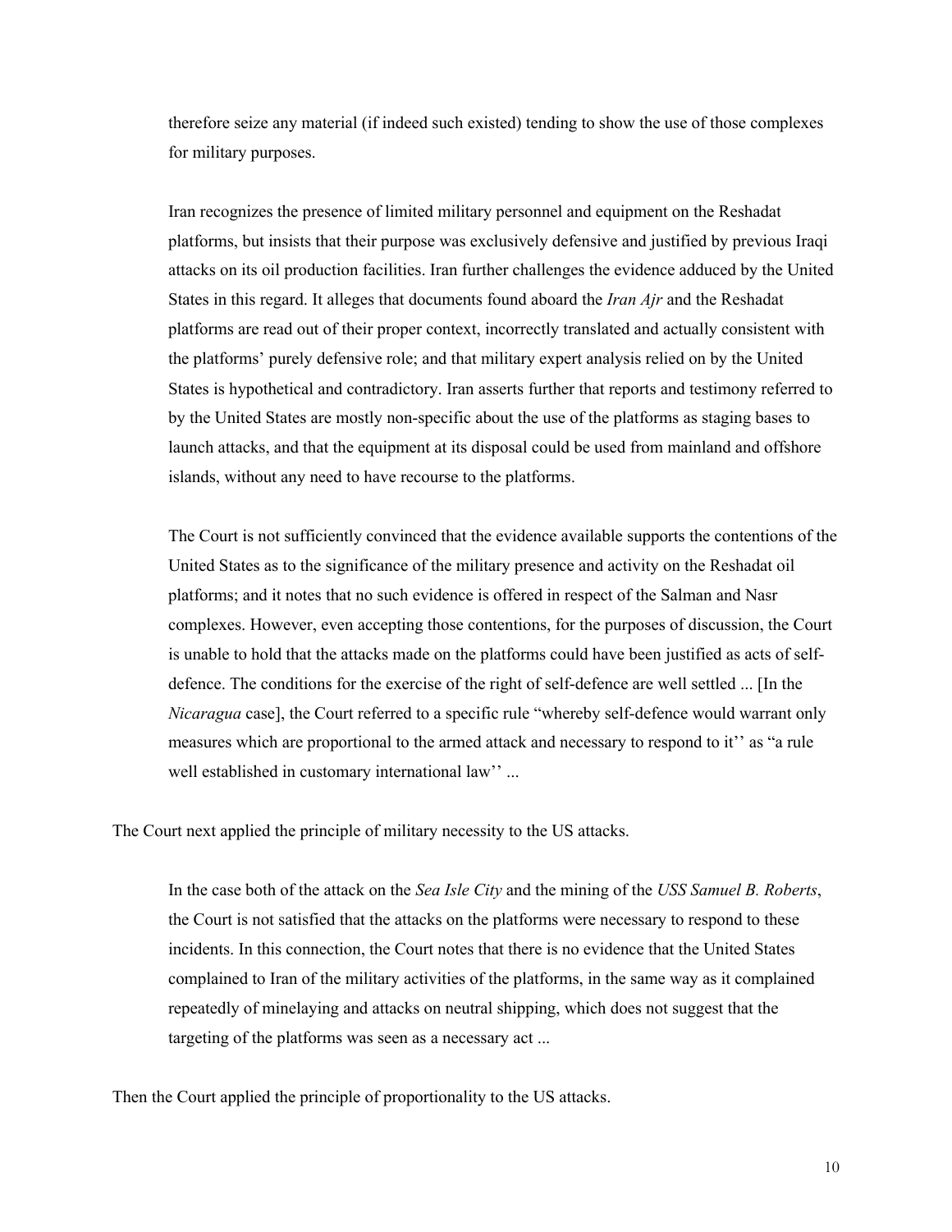therefore seize any material (if indeed such existed) tending to show the use of those complexes for military purposes.

> Iran recognizes the presence of limited military personnel and equipment on the Reshadat platforms, but insists that their purpose was exclusively defensive and justified by previous Iraqi attacks on its oil production facilities. Iran further challenges the evidence adduced by the United States in this regard. It alleges that documents found aboard the *Iran Ajr* and the Reshadat platforms are read out of their proper context, incorrectly translated and actually consistent with the platforms' purely defensive role; and that military expert analysis relied on by the United States is hypothetical and contradictory. Iran asserts further that reports and testimony referred to by the United States are mostly non-specific about the use of the platforms as staging bases to launch attacks, and that the equipment at its disposal could be used from mainland and offshore islands, without any need to have recourse to the platforms.
>
> The Court is not sufficiently convinced that the evidence available supports the contentions of the United States as to the significance of the military presence and activity on the Reshadat oil platforms; and it notes that no such evidence is offered in respect of the Salman and Nasr complexes. However, even accepting those contentions, for the purposes of discussion, the Court is unable to hold that the attacks made on the platforms could have been justified as acts of self-defence. The conditions for the exercise of the right of self-defence are well settled ... [In the *Nicaragua* case], the Court referred to a specific rule "whereby self-defence would warrant only measures which are proportional to the armed attack and necessary to respond to it'' as "a rule well established in customary international law'' ...

The Court next applied the principle of military necessity to the US attacks.

> In the case both of the attack on the *Sea Isle City* and the mining of the *USS Samuel B. Roberts*, the Court is not satisfied that the attacks on the platforms were necessary to respond to these incidents. In this connection, the Court notes that there is no evidence that the United States complained to Iran of the military activities of the platforms, in the same way as it complained repeatedly of minelaying and attacks on neutral shipping, which does not suggest that the targeting of the platforms was seen as a necessary act ...

Then the Court applied the principle of proportionality to the US attacks.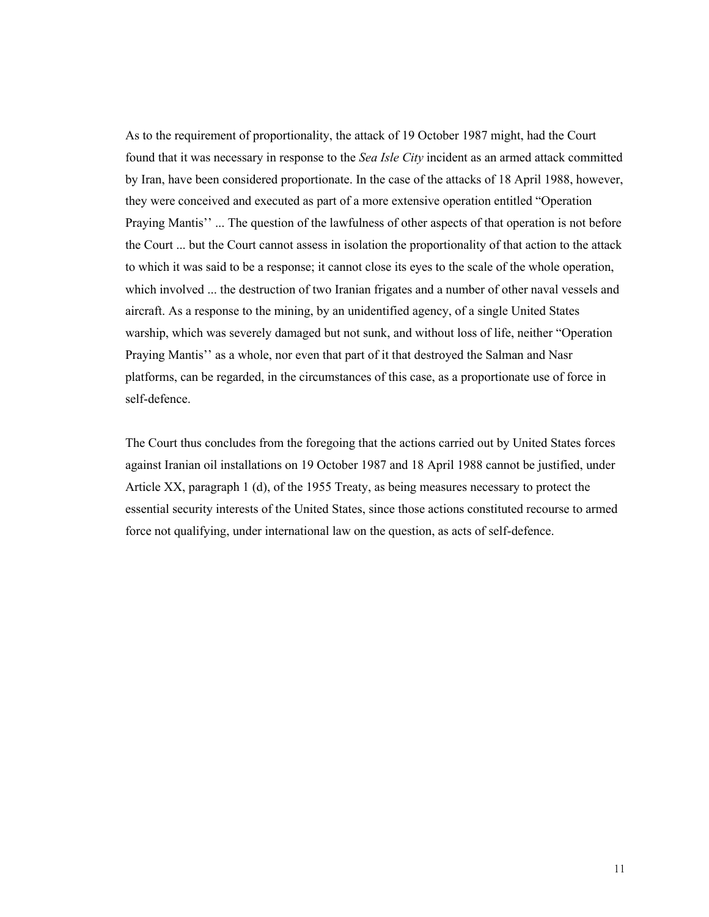As to the requirement of proportionality, the attack of 19 October 1987 might, had the Court found that it was necessary in response to the *Sea Isle City* incident as an armed attack committed by Iran, have been considered proportionate. In the case of the attacks of 18 April 1988, however, they were conceived and executed as part of a more extensive operation entitled "Operation Praying Mantis'' ... The question of the lawfulness of other aspects of that operation is not before the Court ... but the Court cannot assess in isolation the proportionality of that action to the attack to which it was said to be a response; it cannot close its eyes to the scale of the whole operation, which involved ... the destruction of two Iranian frigates and a number of other naval vessels and aircraft. As a response to the mining, by an unidentified agency, of a single United States warship, which was severely damaged but not sunk, and without loss of life, neither "Operation Praying Mantis'' as a whole, nor even that part of it that destroyed the Salman and Nasr platforms, can be regarded, in the circumstances of this case, as a proportionate use of force in self-defence.

The Court thus concludes from the foregoing that the actions carried out by United States forces against Iranian oil installations on 19 October 1987 and 18 April 1988 cannot be justified, under Article XX, paragraph 1 (d), of the 1955 Treaty, as being measures necessary to protect the essential security interests of the United States, since those actions constituted recourse to armed force not qualifying, under international law on the question, as acts of self-defence.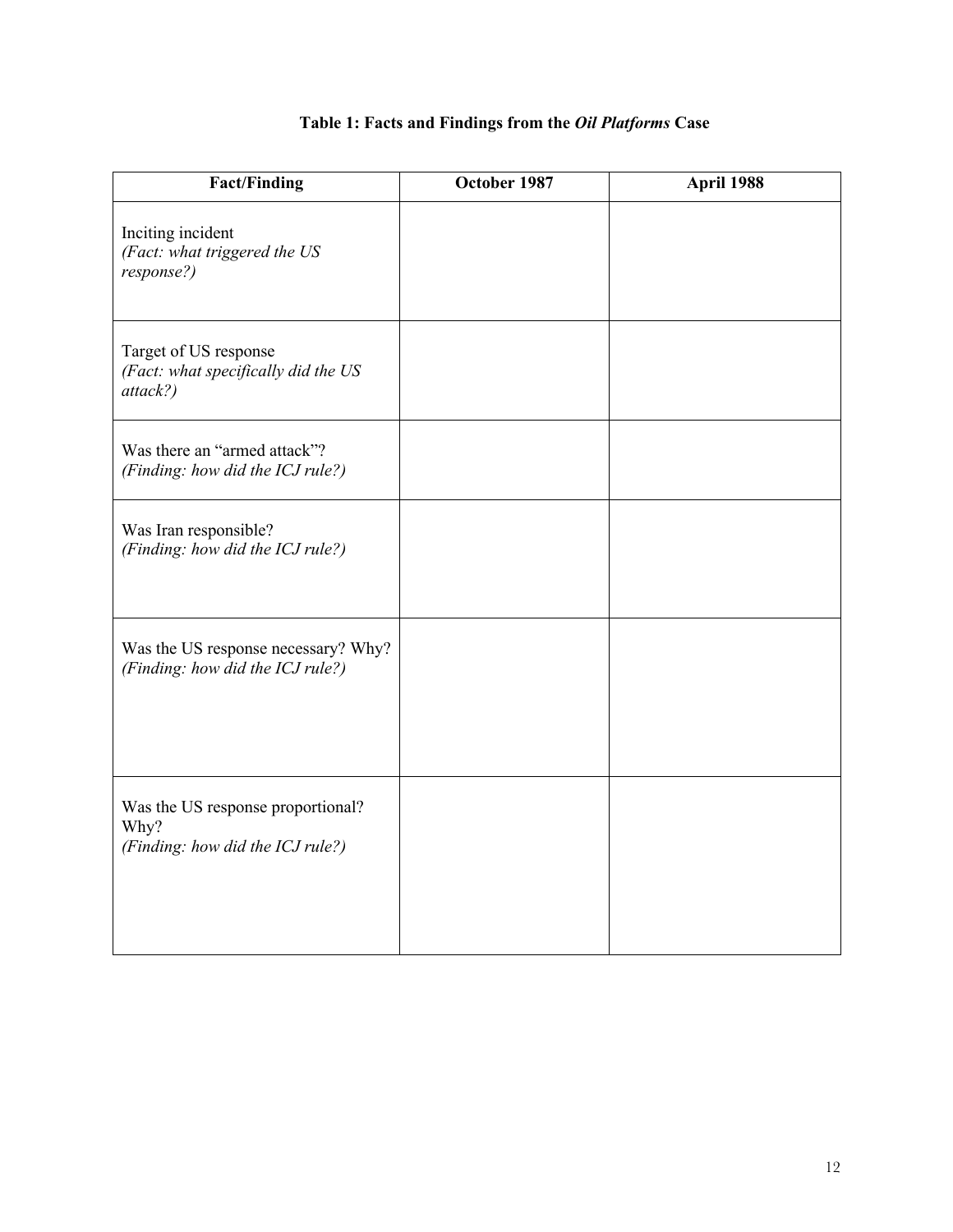### Table 1: Facts and Findings from the *Oil Platforms* Case

| Fact/Finding | October 1987 | April 1988 |
|---|---|---|
| Inciting incident *(Fact: what triggered the US response?)* | | |
| Target of US response *(Fact: what specifically did the US attack?)* | | |
| Was there an "armed attack"? *(Finding: how did the ICJ rule?)* | | |
| Was Iran responsible? *(Finding: how did the ICJ rule?)* | | |
| Was the US response necessary? Why? *(Finding: how did the ICJ rule?)* | | |
| Was the US response proportional? Why? *(Finding: how did the ICJ rule?)* | | |